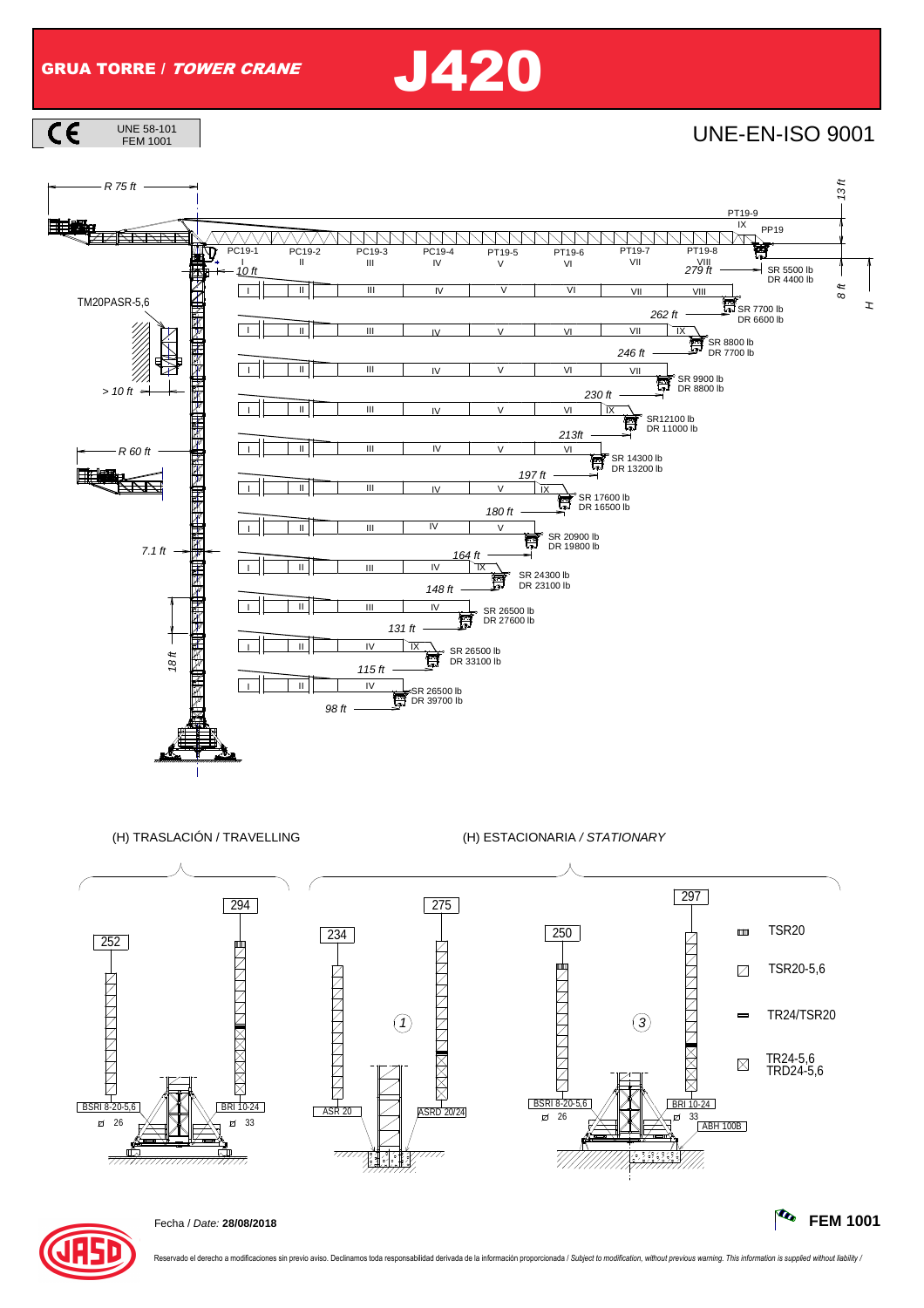# GRUA TORRE / *TOWER CRANE* J420

UNE 58-101
FEM 1001

UNE-EN-ISO 9001

R 75 ft

13 ft

PT19-9

IX PP19

PC19-1 I | PC19-2 II | PC19-3 III | PC19-4 IV | PT19-5 V | PT19-6 VI | PT19-7 VII | PT19-8 VIII

10 ft

279 ft — SR 5500 lb / DR 4400 lb

8 ft

H

TM20PASR-5,6

| Jib length | Sections | SR | DR |
|---|---|---|---|
| 279 ft | I, II, III, IV, V, VI, VII, VIII | 5500 lb | 4400 lb |
| 262 ft | I, II, III, IV, V, VI, VII, VIII | 7700 lb | 6600 lb |
| 246 ft | I, II, III, IV, V, VI, VII, IX | 8800 lb | 7700 lb |
| 230 ft | I, II, III, IV, V, VI, VII | 9900 lb | 8800 lb |
| 213ft | I, II, III, IV, V, VI, IX | 12100 lb | 11000 lb |
| 197 ft | I, II, III, IV, V, VI | 14300 lb | 13200 lb |
| 180 ft | I, II, III, IV, V, IX | 17600 lb | 16500 lb |
| 164 ft | I, II, III, IV, V | 20900 lb | 19800 lb |
| 148 ft | I, II, III, IV, IX | 24300 lb | 23100 lb |
| 131 ft | I, II, III, IV | 26500 lb | 27600 lb |
| 115 ft | I, II, IV, IX | 26500 lb | 33100 lb |
| 98 ft | I, II, IV | 26500 lb | 39700 lb |

> 10 ft

R 60 ft

7.1 ft

18 ft

(H) TRASLACIÓN / TRAVELLING

252 — BSRI 8-20-5,6 — 26

294 — BRI 10-24 — 33

(H) ESTACIONARIA / *STATIONARY*

234 — ASR 20

275 — ASRD 20/24

(1)

250 — BSRI 8-20-5,6 — 26

297 — BRI 10-24 — 33 — ABH 100B

(3)

- TSR20
- TSR20-5,6
- TR24/TSR20
- TR24-5,6 / TRD24-5,6

Fecha / *Date:* **28/08/2018**

**FEM 1001**

Reservado el derecho a modificaciones sin previo aviso. Declinamos toda responsabilidad derivada de la información proporcionada / *Subject to modification, without previous warning. This information is supplied without liability /*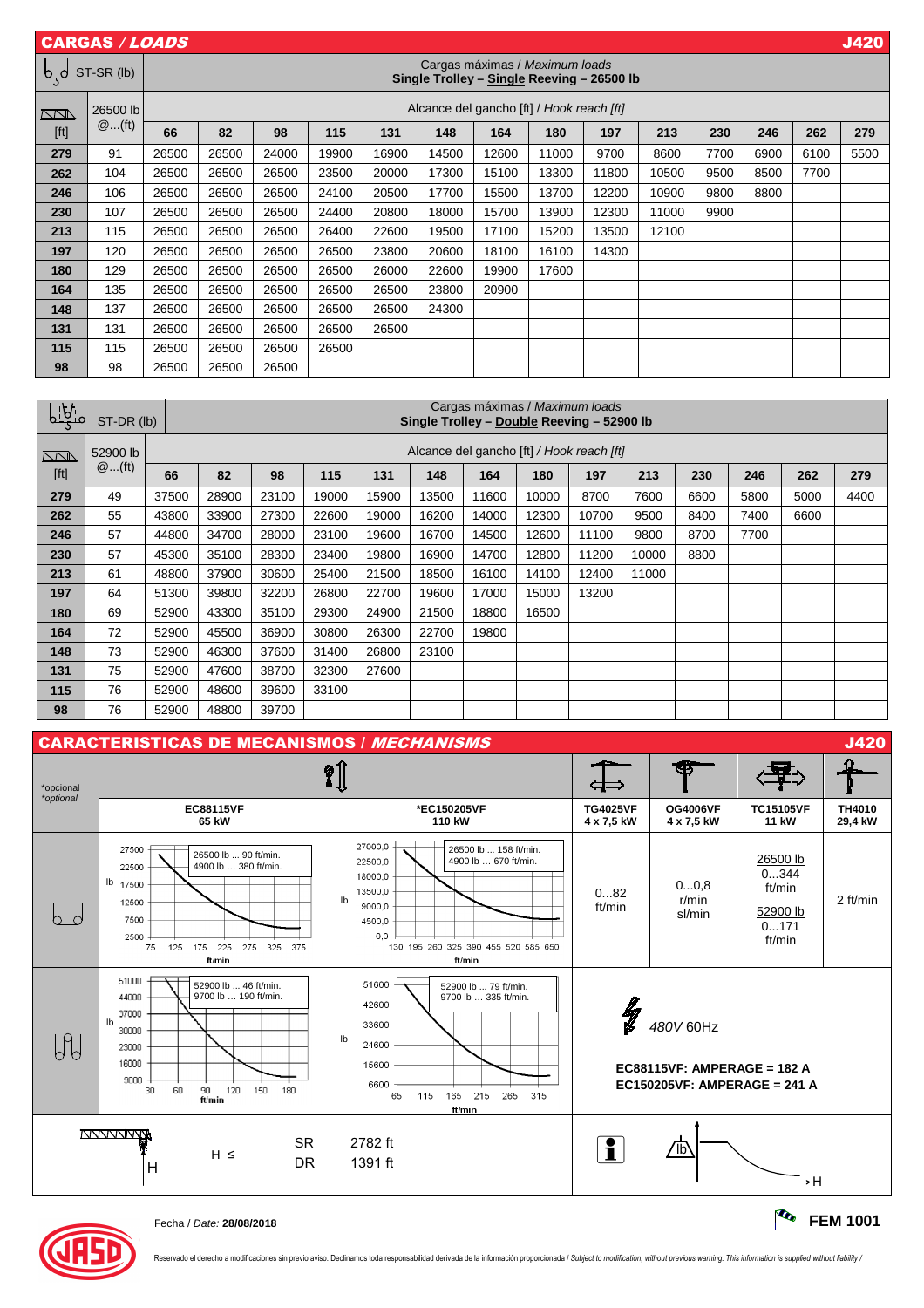## CARGAS / *LOADS* J420

| ST-SR (lb) | | Cargas máximas / *Maximum loads* **Single Trolley – Single Reeving – 26500 lb** | | | | | | | | | | | | | |
|---|---|---|---|---|---|---|---|---|---|---|---|---|---|---|---|
| | 26500 lb | Alcance del gancho [ft] / *Hook reach [ft]* | | | | | | | | | | | | | |
| [ft] | @...(ft) | 66 | 82 | 98 | 115 | 131 | 148 | 164 | 180 | 197 | 213 | 230 | 246 | 262 | 279 |
| **279** | 91 | 26500 | 26500 | 24000 | 19900 | 16900 | 14500 | 12600 | 11000 | 9700 | 8600 | 7700 | 6900 | 6100 | 5500 |
| **262** | 104 | 26500 | 26500 | 26500 | 23500 | 20000 | 17300 | 15100 | 13300 | 11800 | 10500 | 9500 | 8500 | 7700 | |
| **246** | 106 | 26500 | 26500 | 26500 | 24100 | 20500 | 17700 | 15500 | 13700 | 12200 | 10900 | 9800 | 8800 | | |
| **230** | 107 | 26500 | 26500 | 26500 | 24400 | 20800 | 18000 | 15700 | 13900 | 12300 | 11000 | 9900 | | | |
| **213** | 115 | 26500 | 26500 | 26500 | 26400 | 22600 | 19500 | 17100 | 15200 | 13500 | 12100 | | | | |
| **197** | 120 | 26500 | 26500 | 26500 | 26500 | 23800 | 20600 | 18100 | 16100 | 14300 | | | | | |
| **180** | 129 | 26500 | 26500 | 26500 | 26500 | 26000 | 22600 | 19900 | 17600 | | | | | | |
| **164** | 135 | 26500 | 26500 | 26500 | 26500 | 26500 | 23800 | 20900 | | | | | | | |
| **148** | 137 | 26500 | 26500 | 26500 | 26500 | 26500 | 24300 | | | | | | | | |
| **131** | 131 | 26500 | 26500 | 26500 | 26500 | 26500 | | | | | | | | | |
| **115** | 115 | 26500 | 26500 | 26500 | 26500 | | | | | | | | | | |
| **98** | 98 | 26500 | 26500 | 26500 | | | | | | | | | | | |

| ST-DR (lb) | | Cargas máximas / *Maximum loads* **Single Trolley – Double Reeving – 52900 lb** | | | | | | | | | | | | | |
|---|---|---|---|---|---|---|---|---|---|---|---|---|---|---|---|
| | 52900 lb | Alcance del gancho [ft] / *Hook reach [ft]* | | | | | | | | | | | | | |
| [ft] | @...(ft) | 66 | 82 | 98 | 115 | 131 | 148 | 164 | 180 | 197 | 213 | 230 | 246 | 262 | 279 |
| **279** | 49 | 37500 | 28900 | 23100 | 19000 | 15900 | 13500 | 11600 | 10000 | 8700 | 7600 | 6600 | 5800 | 5000 | 4400 |
| **262** | 55 | 43800 | 33900 | 27300 | 22600 | 19000 | 16200 | 14000 | 12300 | 10700 | 9500 | 8400 | 7400 | 6600 | |
| **246** | 57 | 44800 | 34700 | 28000 | 23100 | 19600 | 16700 | 14500 | 12600 | 11100 | 9800 | 8700 | 7700 | | |
| **230** | 57 | 45300 | 35100 | 28300 | 23400 | 19800 | 16900 | 14700 | 12800 | 11200 | 10000 | 8800 | | | |
| **213** | 61 | 48800 | 37900 | 30600 | 25400 | 21500 | 18500 | 16100 | 14100 | 12400 | 11000 | | | | |
| **197** | 64 | 51300 | 39800 | 32200 | 26800 | 22700 | 19600 | 17000 | 15000 | 13200 | | | | | |
| **180** | 69 | 52900 | 43300 | 35100 | 29300 | 24900 | 21500 | 18800 | 16500 | | | | | | |
| **164** | 72 | 52900 | 45500 | 36900 | 30800 | 26300 | 22700 | 19800 | | | | | | | |
| **148** | 73 | 52900 | 46300 | 37600 | 31400 | 26800 | 23100 | | | | | | | | |
| **131** | 75 | 52900 | 47600 | 38700 | 32300 | 27600 | | | | | | | | | |
| **115** | 76 | 52900 | 48600 | 39600 | 33100 | | | | | | | | | | |
| **98** | 76 | 52900 | 48800 | 39700 | | | | | | | | | | | |

## CARACTERISTICAS DE MECANISMOS / *MECHANISMS* J420

*opcional / *optional*

| | **EC88115VF 65 kW** | ***EC150205VF 110 kW** | **TG4025VF 4 x 7,5 kW** | **OG4006VF 4 x 7,5 kW** | **TC15105VF 11 kW** | **TH4010 29,4 kW** |
|---|---|---|---|---|---|---|
| Single reeving | 26500 lb ... 90 ft/min. 4900 lb ... 380 ft/min. | 26500 lb ... 158 ft/min. 4900 lb ... 670 ft/min. | 0...82 ft/min | 0...0,8 r/min sl/min | 26500 lb 0...344 ft/min 52900 lb 0...171 ft/min | 2 ft/min |
| Double reeving | 52900 lb ... 46 ft/min. 9700 lb ... 190 ft/min. | 52900 lb ... 79 ft/min. 9700 lb ... 335 ft/min. | 480V 60Hz **EC88115VF: AMPERAGE = 182 A** **EC150205VF: AMPERAGE = 241 A** | | | |

H ≤ SR 2782 ft, DR 1391 ft

Fecha / *Date:* **28/08/2018**

**FEM 1001**

Reservado el derecho a modificaciones sin previo aviso. Declinamos toda responsabilidad derivada de la información proporcionada / *Subject to modification, without previous warning. This information is supplied without liability /*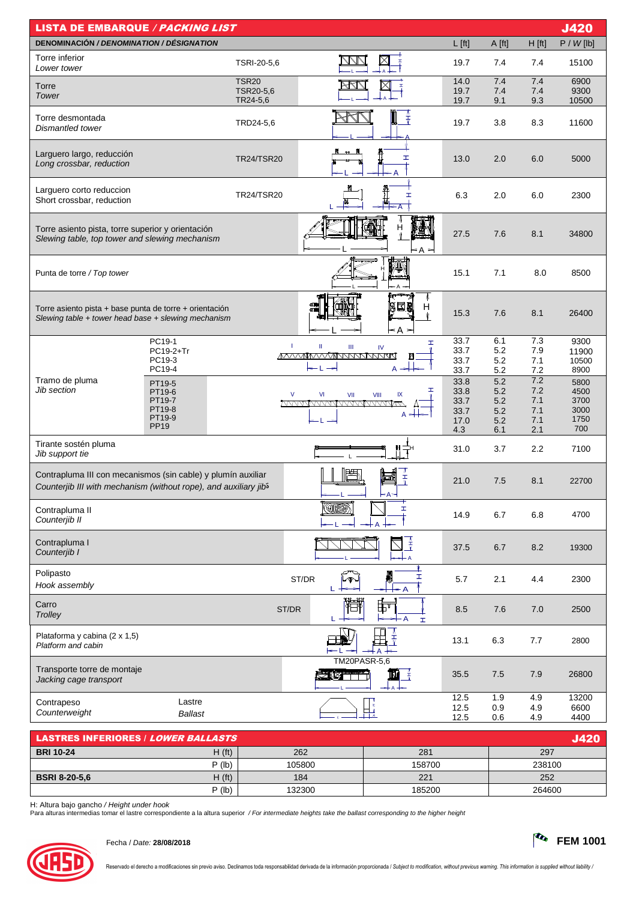## LISTA DE EMBARQUE / *PACKING LIST* — J420

| DENOMINACIÓN / *DENOMINATION / DÉSIGNATION* | | L [ft] | A [ft] | H [ft] | P / *W* [lb] |
|---|---|---|---|---|---|
| Torre inferior / *Lower tower* | TSRI-20-5,6 | 19.7 | 7.4 | 7.4 | 15100 |
| Torre / *Tower* | TSR20 | 14.0 | 7.4 | 7.4 | 6900 |
| | TSR20-5,6 | 19.7 | 7.4 | 7.4 | 9300 |
| | TR24-5,6 | 19.7 | 9.1 | 9.3 | 10500 |
| Torre desmontada / *Dismantled tower* | TRD24-5,6 | 19.7 | 3.8 | 8.3 | 11600 |
| Larguero largo, reducción / *Long crossbar, reduction* | TR24/TSR20 | 13.0 | 2.0 | 6.0 | 5000 |
| Larguero corto reduccion / Short crossbar, reduction | TR24/TSR20 | 6.3 | 2.0 | 6.0 | 2300 |
| Torre asiento pista, torre superior y orientación / *Slewing table, top tower and slewing mechanism* | | 27.5 | 7.6 | 8.1 | 34800 |
| Punta de torre / *Top tower* | | 15.1 | 7.1 | 8.0 | 8500 |
| Torre asiento pista + base punta de torre + orientación / *Slewing table + tower head base + slewing mechanism* | | 15.3 | 7.6 | 8.1 | 26400 |
| Tramo de pluma / *Jib section* | PC19-1 | 33.7 | 6.1 | 7.3 | 9300 |
| | PC19-2+Tr | 33.7 | 5.2 | 7.9 | 11900 |
| | PC19-3 | 33.7 | 5.2 | 7.1 | 10500 |
| | PC19-4 | 33.7 | 5.2 | 7.2 | 8900 |
| | PT19-5 | 33.8 | 5.2 | 7.2 | 5800 |
| | PT19-6 | 33.8 | 5.2 | 7.2 | 4500 |
| | PT19-7 | 33.7 | 5.2 | 7.1 | 3700 |
| | PT19-8 | 33.7 | 5.2 | 7.1 | 3000 |
| | PT19-9 | 17.0 | 5.2 | 7.1 | 1750 |
| | PP19 | 4.3 | 6.1 | 2.1 | 700 |
| Tirante sostén pluma / *Jib support tie* | | 31.0 | 3.7 | 2.2 | 7100 |
| Contrapluma III con mecanismos (sin cable) y plumín auxiliar / *Counterjib III with mechanism (without rope), and auxiliary jib* | | 21.0 | 7.5 | 8.1 | 22700 |
| Contrapluma II / *Counterjib II* | | 14.9 | 6.7 | 6.8 | 4700 |
| Contrapluma I / *Counterjib I* | | 37.5 | 6.7 | 8.2 | 19300 |
| Polipasto / *Hook assembly* | ST/DR | 5.7 | 2.1 | 4.4 | 2300 |
| Carro / *Trolley* | ST/DR | 8.5 | 7.6 | 7.0 | 2500 |
| Plataforma y cabina (2 x 1,5) / *Platform and cabin* | | 13.1 | 6.3 | 7.7 | 2800 |
| Transporte torre de montaje / *Jacking cage transport* | TM20PASR-5,6 | 35.5 | 7.5 | 7.9 | 26800 |
| Contrapeso / *Counterweight* | Lastre / *Ballast* | 12.5 | 1.9 | 4.9 | 13200 |
| | | 12.5 | 0.9 | 4.9 | 6600 |
| | | 12.5 | 0.6 | 4.9 | 4400 |

## LASTRES INFERIORES / *LOWER BALLASTS* — J420

| | | | | |
|---|---|---|---|---|
| **BRI 10-24** | H (ft) | 262 | 281 | 297 |
| | P (lb) | 105800 | 158700 | 238100 |
| **BSRI 8-20-5,6** | H (ft) | 184 | 221 | 252 |
| | P (lb) | 132300 | 185200 | 264600 |

H: Altura bajo gancho / *Height under hook*

Para alturas intermedias tomar el lastre correspondiente a la altura superior / *For intermediate heights take the ballast corresponding to the higher height*

Fecha / *Date:* **28/08/2018**

**FEM 1001**

Reservado el derecho a modificaciones sin previo aviso. Declinamos toda responsabilidad derivada de la información proporcionada / *Subject to modification, without previous warning. This information is supplied without liability* /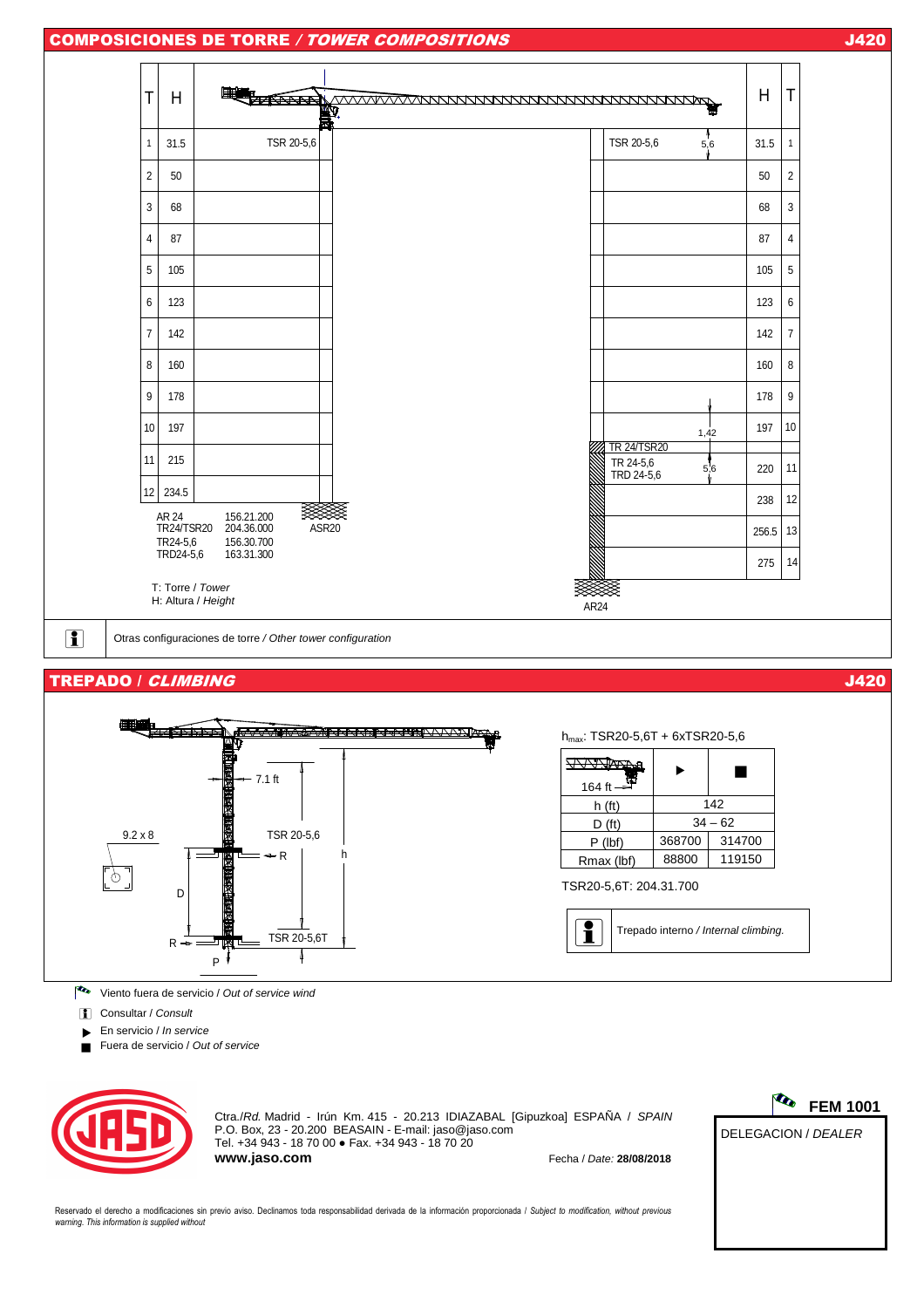## COMPOSICIONES DE TORRE / *TOWER COMPOSITIONS*

J420

| T | H | | | H | T |
|---|---|---|---|---|---|
| 1 | 31.5 | TSR 20-5,6 | TSR 20-5,6 5,6 | 31.5 | 1 |
| 2 | 50 | | | 50 | 2 |
| 3 | 68 | | | 68 | 3 |
| 4 | 87 | | | 87 | 4 |
| 5 | 105 | | | 105 | 5 |
| 6 | 123 | | | 123 | 6 |
| 7 | 142 | | | 142 | 7 |
| 8 | 160 | | | 160 | 8 |
| 9 | 178 | | | 178 | 9 |
| 10 | 197 | | 1,42 | 197 | 10 |
| 11 | 215 | | TR 24/TSR20 TR 24-5,6 TRD 24-5,6 5,6 | 220 | 11 |
| 12 | 234.5 | | | 238 | 12 |
| | | | | 256.5 | 13 |
| | | | | 275 | 14 |

AR 24 156.21.200
TR24/TSR20 204.36.000
TR24-5,6 156.30.700
TRD24-5,6 163.31.300

ASR20

AR24

T: Torre / *Tower*
H: Altura / *Height*

Otras configuraciones de torre / *Other tower configuration*

## TREPADO / *CLIMBING*

J420

7.1 ft
9.2 x 8
TSR 20-5,6
R
h
D
R
TSR 20-5,6T
P

$h_{max}$: TSR20-5,6T + 6xTSR20-5,6

| 164 ft | ▶ | ■ |
|---|---|---|
| h (ft) | 142 | |
| D (ft) | 34 – 62 | |
| P (lbf) | 368700 | 314700 |
| Rmax (lbf) | 88800 | 119150 |

TSR20-5,6T: 204.31.700

Trepado interno / *Internal climbing.*

- Viento fuera de servicio / *Out of service wind*
- Consultar / *Consult*
- ▶ En servicio / *In service*
- ■ Fuera de servicio / *Out of service*

Ctra./*Rd.* Madrid - Irún Km. 415 - 20.213 IDIAZABAL [Gipuzkoa] ESPAÑA / *SPAIN*
P.O. Box, 23 - 20.200 BEASAIN - E-mail: jaso@jaso.com
Tel. +34 943 - 18 70 00 ● Fax. +34 943 - 18 70 20
**www.jaso.com**

Fecha / *Date:* **28/08/2018**

**FEM 1001**

DELEGACION / *DEALER*

Reservado el derecho a modificaciones sin previo aviso. Declinamos toda responsabilidad derivada de la información proporcionada / *Subject to modification, without previous warning. This information is supplied without*